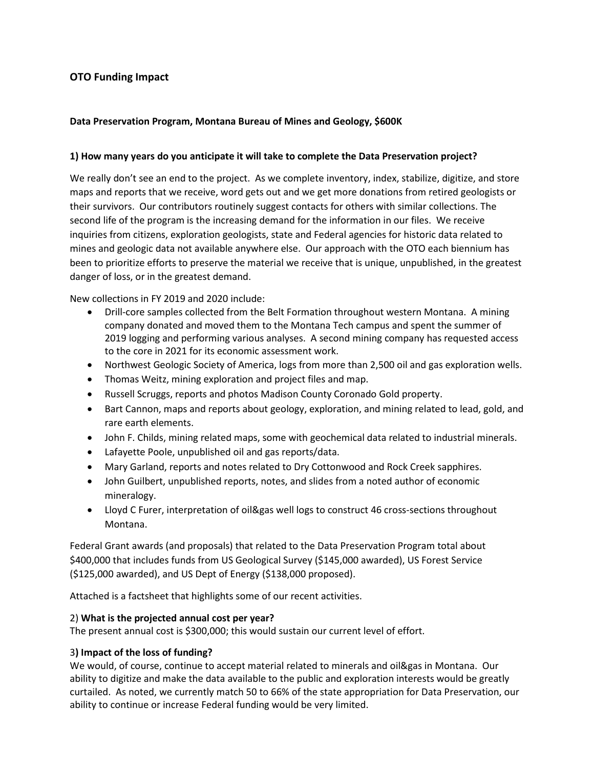## OTO Funding Impact

**Data Preservation Program, Montana Bureau of Mines and Geology, $600K**

**1) How many years do you anticipate it will take to complete the Data Preservation project?**

We really don't see an end to the project. As we complete inventory, index, stabilize, digitize, and store maps and reports that we receive, word gets out and we get more donations from retired geologists or their survivors. Our contributors routinely suggest contacts for others with similar collections. The second life of the program is the increasing demand for the information in our files. We receive inquiries from citizens, exploration geologists, state and Federal agencies for historic data related to mines and geologic data not available anywhere else. Our approach with the OTO each biennium has been to prioritize efforts to preserve the material we receive that is unique, unpublished, in the greatest danger of loss, or in the greatest demand.

New collections in FY 2019 and 2020 include:

- Drill-core samples collected from the Belt Formation throughout western Montana. A mining company donated and moved them to the Montana Tech campus and spent the summer of 2019 logging and performing various analyses. A second mining company has requested access to the core in 2021 for its economic assessment work.
- Northwest Geologic Society of America, logs from more than 2,500 oil and gas exploration wells.
- Thomas Weitz, mining exploration and project files and map.
- Russell Scruggs, reports and photos Madison County Coronado Gold property.
- Bart Cannon, maps and reports about geology, exploration, and mining related to lead, gold, and rare earth elements.
- John F. Childs, mining related maps, some with geochemical data related to industrial minerals.
- Lafayette Poole, unpublished oil and gas reports/data.
- Mary Garland, reports and notes related to Dry Cottonwood and Rock Creek sapphires.
- John Guilbert, unpublished reports, notes, and slides from a noted author of economic mineralogy.
- Lloyd C Furer, interpretation of oil&gas well logs to construct 46 cross-sections throughout Montana.

Federal Grant awards (and proposals) that related to the Data Preservation Program total about $400,000 that includes funds from US Geological Survey ($145,000 awarded), US Forest Service ($125,000 awarded), and US Dept of Energy ($138,000 proposed).

Attached is a factsheet that highlights some of our recent activities.

2) **What is the projected annual cost per year?**

The present annual cost is $300,000; this would sustain our current level of effort.

3**) Impact of the loss of funding?**

We would, of course, continue to accept material related to minerals and oil&gas in Montana. Our ability to digitize and make the data available to the public and exploration interests would be greatly curtailed. As noted, we currently match 50 to 66% of the state appropriation for Data Preservation, our ability to continue or increase Federal funding would be very limited.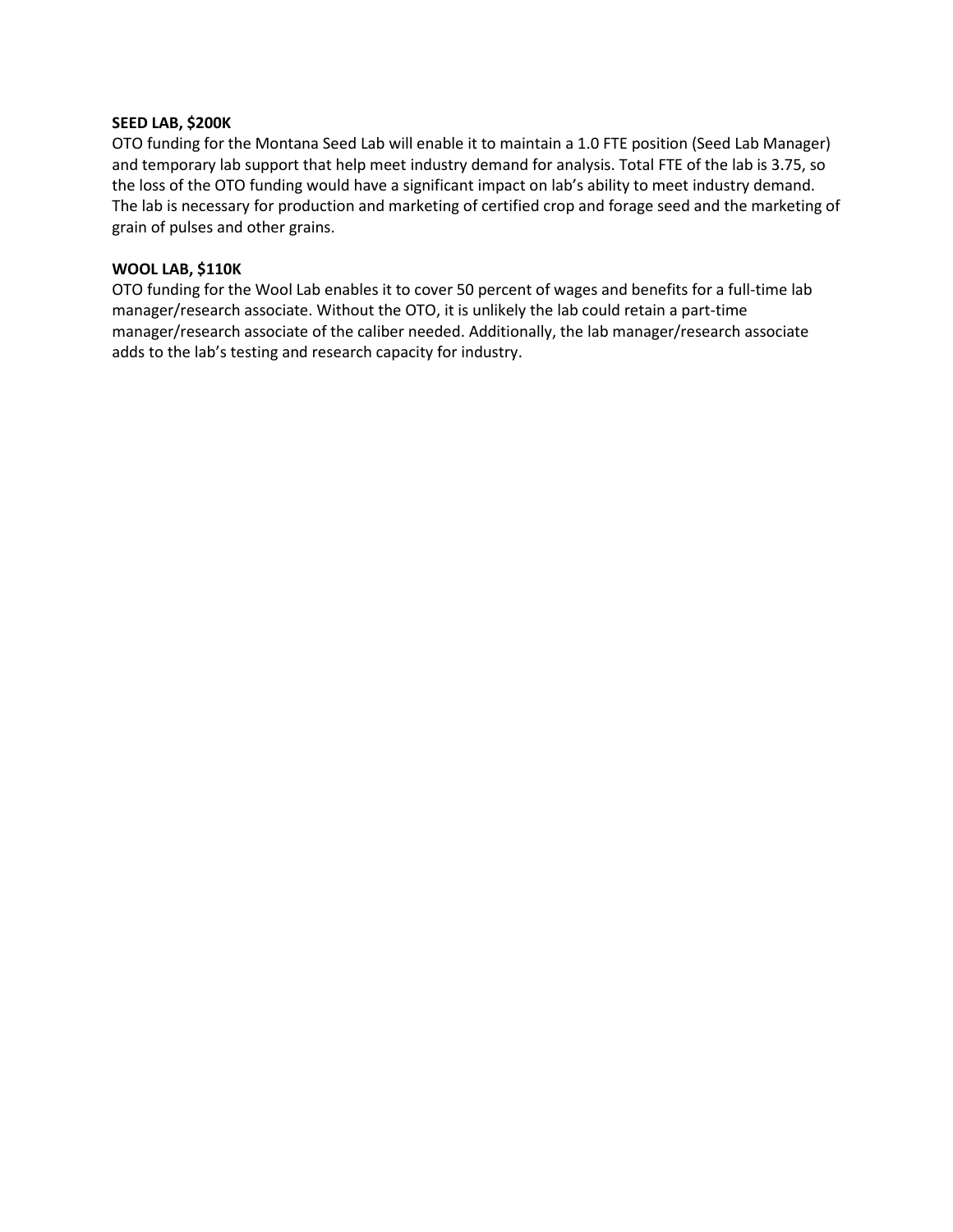**SEED LAB, $200K**

OTO funding for the Montana Seed Lab will enable it to maintain a 1.0 FTE position (Seed Lab Manager) and temporary lab support that help meet industry demand for analysis. Total FTE of the lab is 3.75, so the loss of the OTO funding would have a significant impact on lab's ability to meet industry demand. The lab is necessary for production and marketing of certified crop and forage seed and the marketing of grain of pulses and other grains.

**WOOL LAB, $110K**

OTO funding for the Wool Lab enables it to cover 50 percent of wages and benefits for a full-time lab manager/research associate. Without the OTO, it is unlikely the lab could retain a part-time manager/research associate of the caliber needed. Additionally, the lab manager/research associate adds to the lab's testing and research capacity for industry.